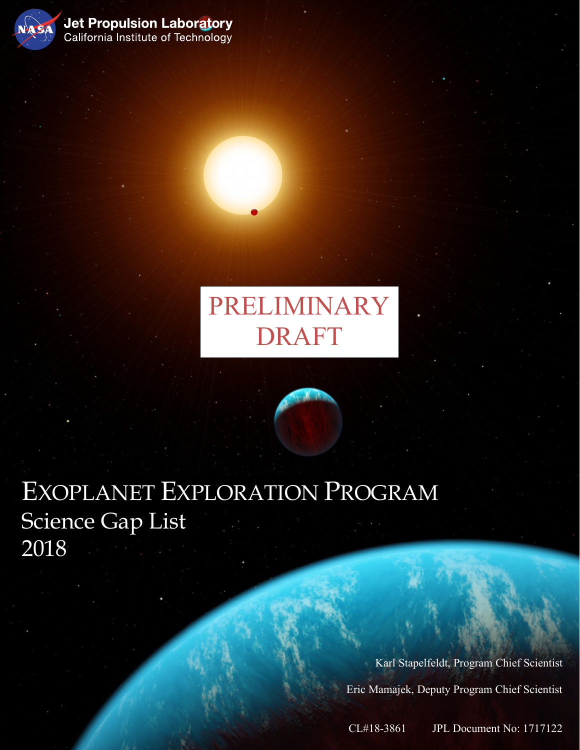Jet Propulsion Laboratory
California Institute of Technology

PRELIMINARY DRAFT

# Exoplanet Exploration Program

## Science Gap List

## 2018

Karl Stapelfeldt, Program Chief Scientist

Eric Mamajek, Deputy Program Chief Scientist

CL#18-3861 JPL Document No: 1717122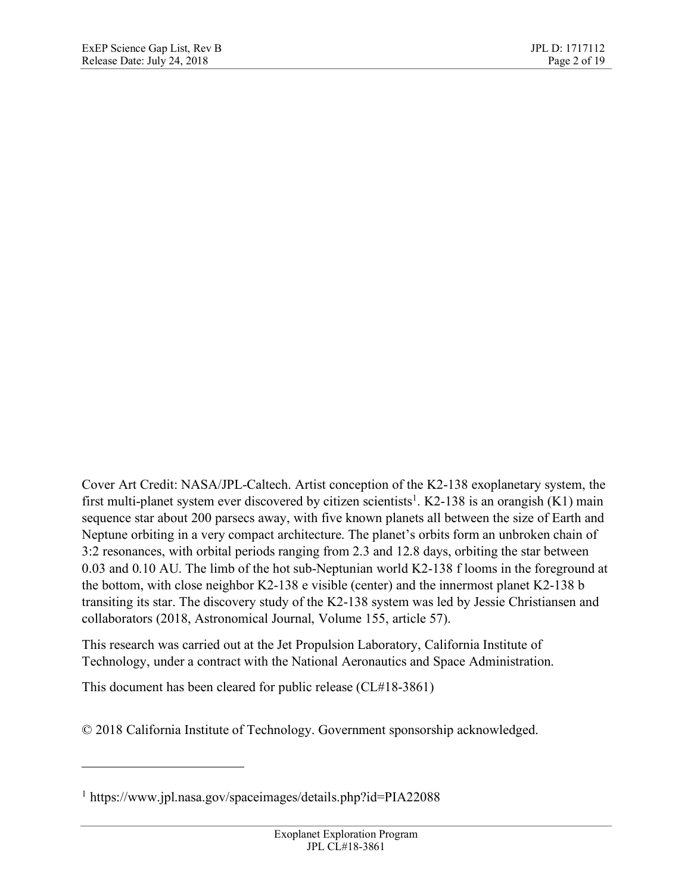Cover Art Credit: NASA/JPL-Caltech. Artist conception of the K2-138 exoplanetary system, the first multi-planet system ever discovered by citizen scientists[1]. K2-138 is an orangish (K1) main sequence star about 200 parsecs away, with five known planets all between the size of Earth and Neptune orbiting in a very compact architecture. The planet's orbits form an unbroken chain of 3:2 resonances, with orbital periods ranging from 2.3 and 12.8 days, orbiting the star between 0.03 and 0.10 AU. The limb of the hot sub-Neptunian world K2-138 f looms in the foreground at the bottom, with close neighbor K2-138 e visible (center) and the innermost planet K2-138 b transiting its star. The discovery study of the K2-138 system was led by Jessie Christiansen and collaborators (2018, Astronomical Journal, Volume 155, article 57).

This research was carried out at the Jet Propulsion Laboratory, California Institute of Technology, under a contract with the National Aeronautics and Space Administration.

This document has been cleared for public release (CL#18-3861)

© 2018 California Institute of Technology. Government sponsorship acknowledged.

---

[1] https://www.jpl.nasa.gov/spaceimages/details.php?id=PIA22088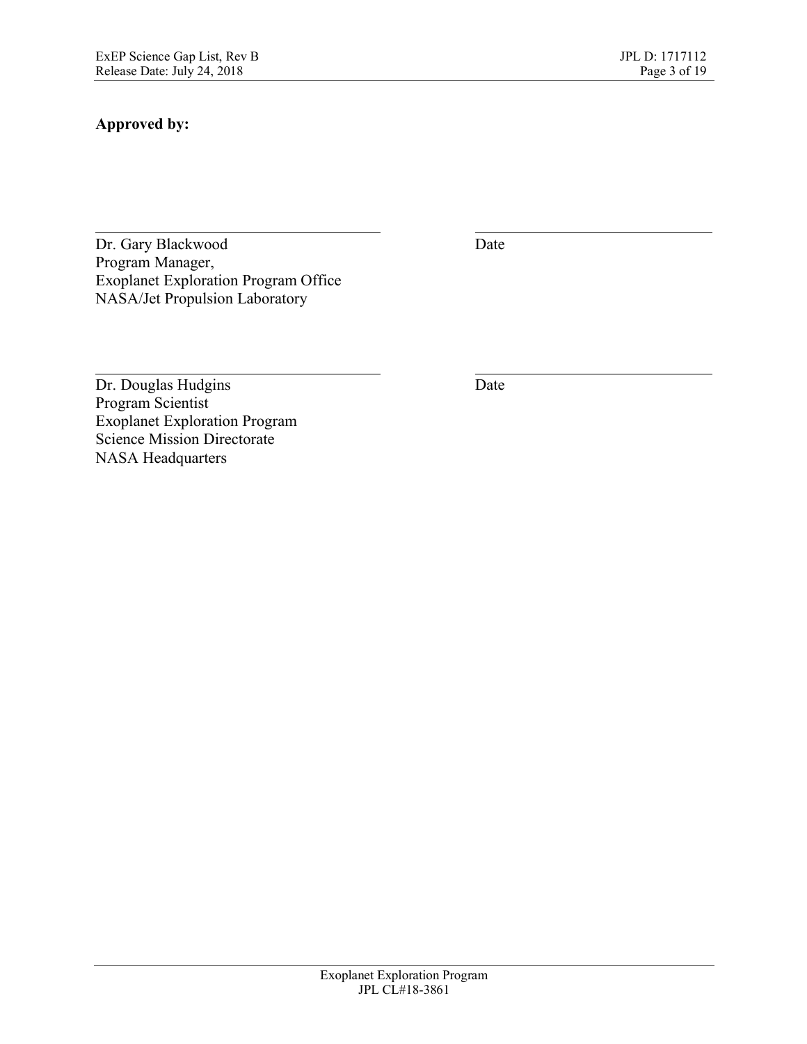**Approved by:**

| | |
|---|---|
| Dr. Gary Blackwood<br>Program Manager,<br>Exoplanet Exploration Program Office<br>NASA/Jet Propulsion Laboratory | Date |
| Dr. Douglas Hudgins<br>Program Scientist<br>Exoplanet Exploration Program<br>Science Mission Directorate<br>NASA Headquarters | Date |

Exoplanet Exploration Program
JPL CL#18-3861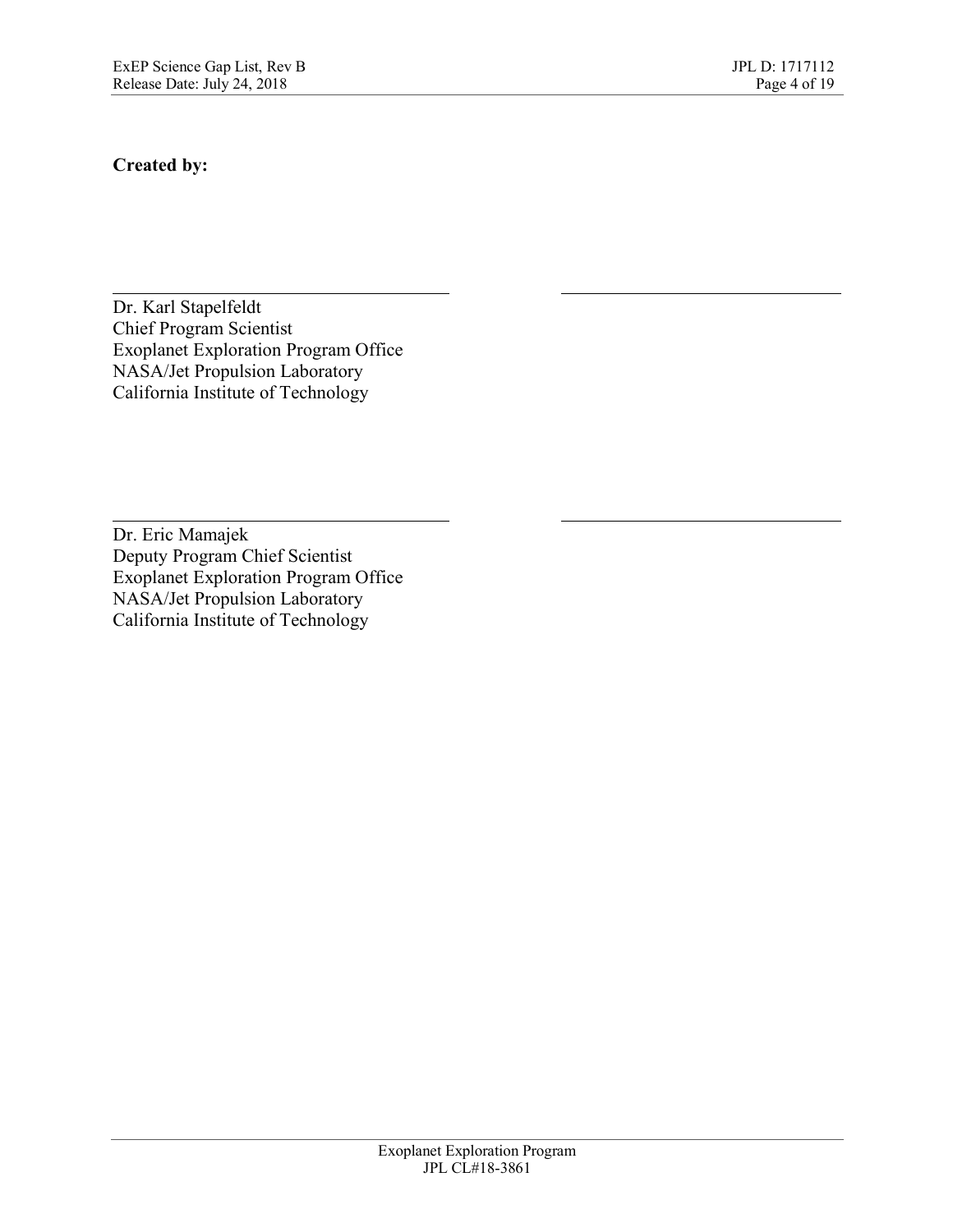**Created by:**

Dr. Karl Stapelfeldt
Chief Program Scientist
Exoplanet Exploration Program Office
NASA/Jet Propulsion Laboratory
California Institute of Technology

Dr. Eric Mamajek
Deputy Program Chief Scientist
Exoplanet Exploration Program Office
NASA/Jet Propulsion Laboratory
California Institute of Technology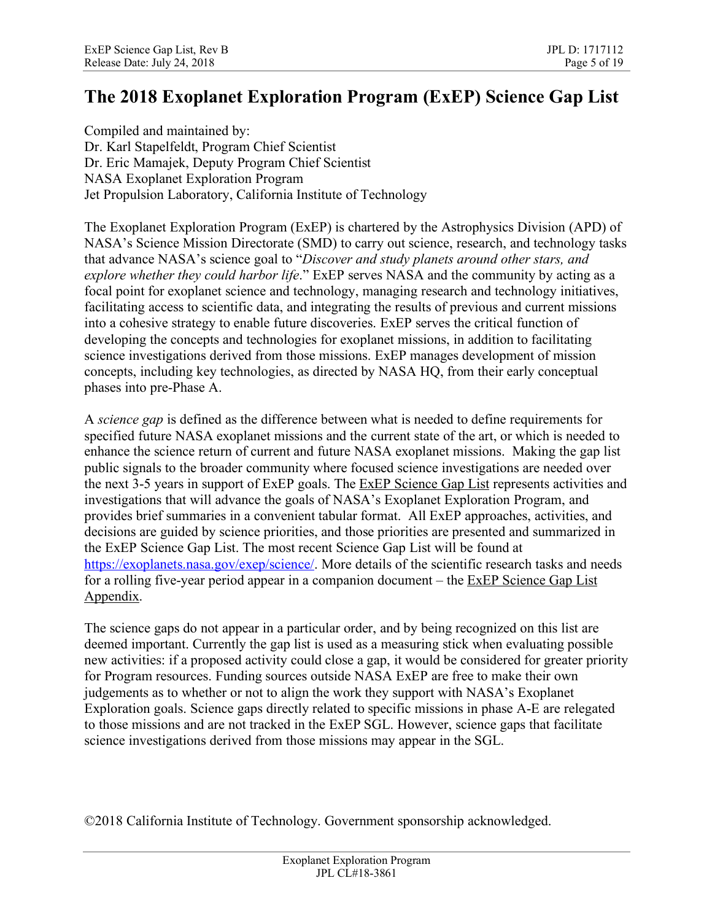# The 2018 Exoplanet Exploration Program (ExEP) Science Gap List

Compiled and maintained by:
Dr. Karl Stapelfeldt, Program Chief Scientist
Dr. Eric Mamajek, Deputy Program Chief Scientist
NASA Exoplanet Exploration Program
Jet Propulsion Laboratory, California Institute of Technology

The Exoplanet Exploration Program (ExEP) is chartered by the Astrophysics Division (APD) of NASA's Science Mission Directorate (SMD) to carry out science, research, and technology tasks that advance NASA's science goal to "*Discover and study planets around other stars, and explore whether they could harbor life*." ExEP serves NASA and the community by acting as a focal point for exoplanet science and technology, managing research and technology initiatives, facilitating access to scientific data, and integrating the results of previous and current missions into a cohesive strategy to enable future discoveries. ExEP serves the critical function of developing the concepts and technologies for exoplanet missions, in addition to facilitating science investigations derived from those missions. ExEP manages development of mission concepts, including key technologies, as directed by NASA HQ, from their early conceptual phases into pre-Phase A.

A *science gap* is defined as the difference between what is needed to define requirements for specified future NASA exoplanet missions and the current state of the art, or which is needed to enhance the science return of current and future NASA exoplanet missions. Making the gap list public signals to the broader community where focused science investigations are needed over the next 3-5 years in support of ExEP goals. The ExEP Science Gap List represents activities and investigations that will advance the goals of NASA's Exoplanet Exploration Program, and provides brief summaries in a convenient tabular format. All ExEP approaches, activities, and decisions are guided by science priorities, and those priorities are presented and summarized in the ExEP Science Gap List. The most recent Science Gap List will be found at https://exoplanets.nasa.gov/exep/science/. More details of the scientific research tasks and needs for a rolling five-year period appear in a companion document – the ExEP Science Gap List Appendix.

The science gaps do not appear in a particular order, and by being recognized on this list are deemed important. Currently the gap list is used as a measuring stick when evaluating possible new activities: if a proposed activity could close a gap, it would be considered for greater priority for Program resources. Funding sources outside NASA ExEP are free to make their own judgements as to whether or not to align the work they support with NASA's Exoplanet Exploration goals. Science gaps directly related to specific missions in phase A-E are relegated to those missions and are not tracked in the ExEP SGL. However, science gaps that facilitate science investigations derived from those missions may appear in the SGL.

©2018 California Institute of Technology. Government sponsorship acknowledged.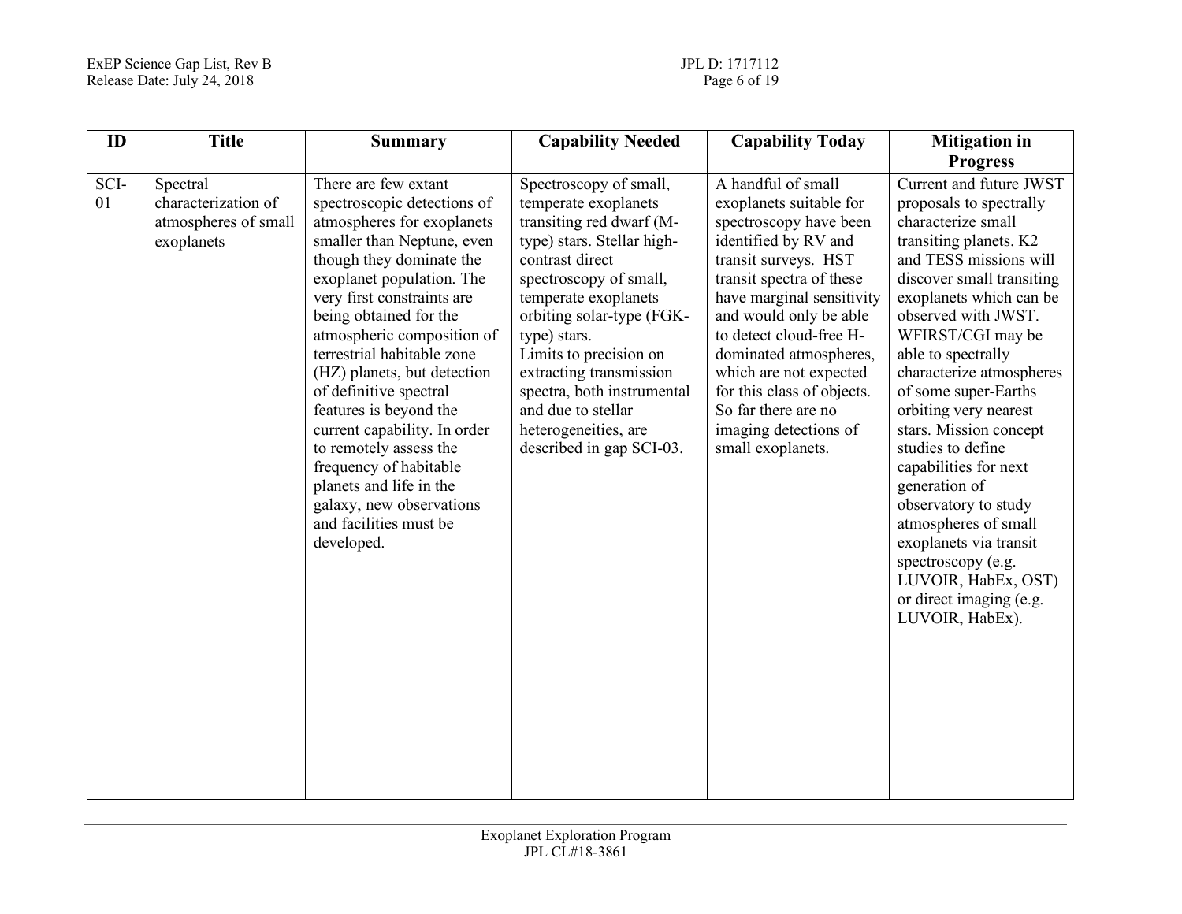| ID | Title | Summary | Capability Needed | Capability Today | Mitigation in Progress |
|---|---|---|---|---|---|
| SCI-01 | Spectral characterization of atmospheres of small exoplanets | There are few extant spectroscopic detections of atmospheres for exoplanets smaller than Neptune, even though they dominate the exoplanet population. The very first constraints are being obtained for the atmospheric composition of terrestrial habitable zone (HZ) planets, but detection of definitive spectral features is beyond the current capability. In order to remotely assess the frequency of habitable planets and life in the galaxy, new observations and facilities must be developed. | Spectroscopy of small, temperate exoplanets transiting red dwarf (M-type) stars. Stellar high-contrast direct spectroscopy of small, temperate exoplanets orbiting solar-type (FGK-type) stars.<br>Limits to precision on extracting transmission spectra, both instrumental and due to stellar heterogeneities, are described in gap SCI-03. | A handful of small exoplanets suitable for spectroscopy have been identified by RV and transit surveys. HST transit spectra of these have marginal sensitivity and would only be able to detect cloud-free H-dominated atmospheres, which are not expected for this class of objects. So far there are no imaging detections of small exoplanets. | Current and future JWST proposals to spectrally characterize small transiting planets. K2 and TESS missions will discover small transiting exoplanets which can be observed with JWST. WFIRST/CGI may be able to spectrally characterize atmospheres of some super-Earths orbiting very nearest stars. Mission concept studies to define capabilities for next generation of observatory to study atmospheres of small exoplanets via transit spectroscopy (e.g. LUVOIR, HabEx, OST) or direct imaging (e.g. LUVOIR, HabEx). |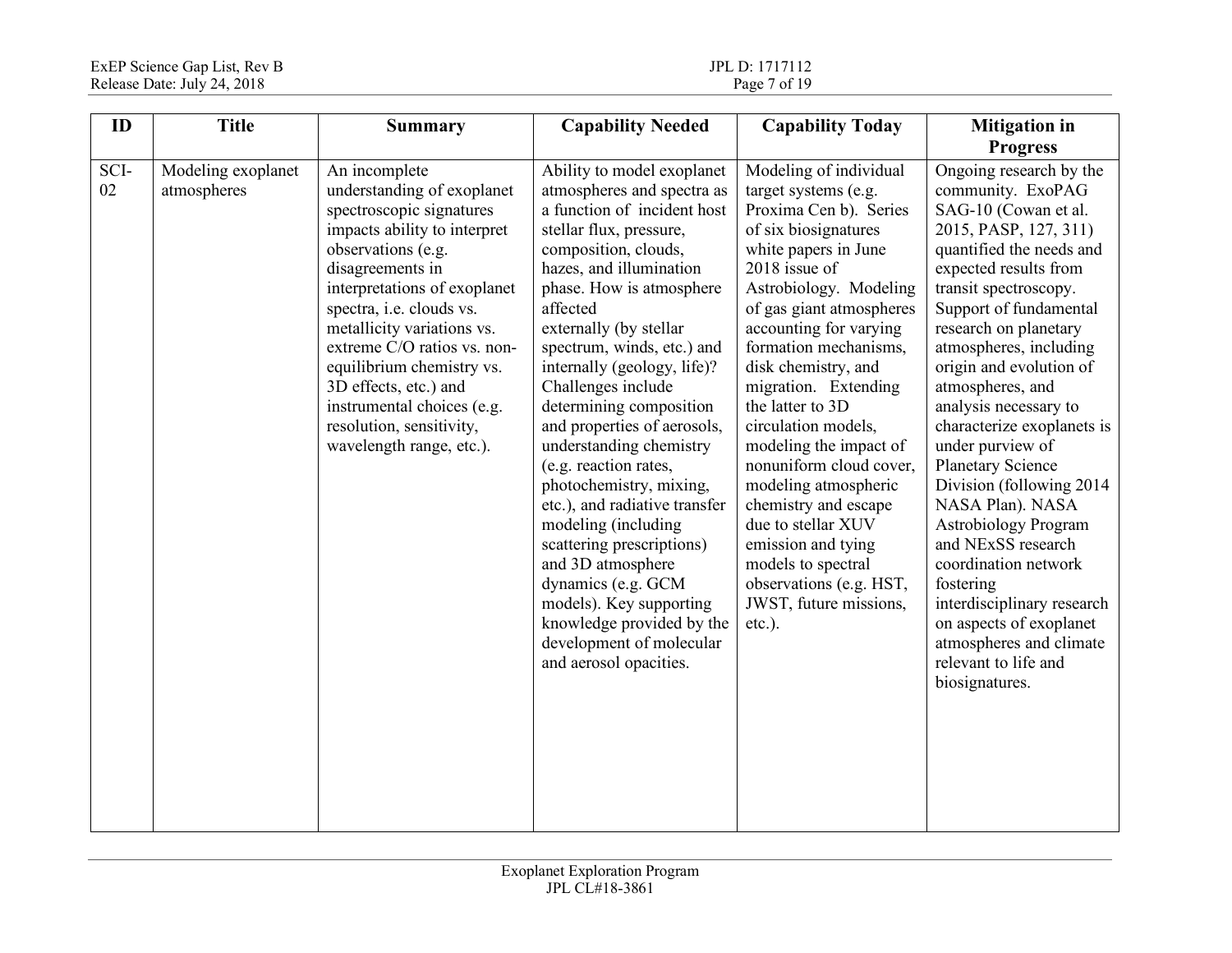| ID | Title | Summary | Capability Needed | Capability Today | Mitigation in Progress |
|---|---|---|---|---|---|
| SCI-02 | Modeling exoplanet atmospheres | An incomplete understanding of exoplanet spectroscopic signatures impacts ability to interpret observations (e.g. disagreements in interpretations of exoplanet spectra, i.e. clouds vs. metallicity variations vs. extreme C/O ratios vs. non-equilibrium chemistry vs. 3D effects, etc.) and instrumental choices (e.g. resolution, sensitivity, wavelength range, etc.). | Ability to model exoplanet atmospheres and spectra as a function of incident host stellar flux, pressure, composition, clouds, hazes, and illumination phase. How is atmosphere affected externally (by stellar spectrum, winds, etc.) and internally (geology, life)? Challenges include determining composition and properties of aerosols, understanding chemistry (e.g. reaction rates, photochemistry, mixing, etc.), and radiative transfer modeling (including scattering prescriptions) and 3D atmosphere dynamics (e.g. GCM models). Key supporting knowledge provided by the development of molecular and aerosol opacities. | Modeling of individual target systems (e.g. Proxima Cen b). Series of six biosignatures white papers in June 2018 issue of Astrobiology. Modeling of gas giant atmospheres accounting for varying formation mechanisms, disk chemistry, and migration. Extending the latter to 3D circulation models, modeling the impact of nonuniform cloud cover, modeling atmospheric chemistry and escape due to stellar XUV emission and tying models to spectral observations (e.g. HST, JWST, future missions, etc.). | Ongoing research by the community. ExoPAG SAG-10 (Cowan et al. 2015, PASP, 127, 311) quantified the needs and expected results from transit spectroscopy. Support of fundamental research on planetary atmospheres, including origin and evolution of atmospheres, and analysis necessary to characterize exoplanets is under purview of Planetary Science Division (following 2014 NASA Plan). NASA Astrobiology Program and NExSS research coordination network fostering interdisciplinary research on aspects of exoplanet atmospheres and climate relevant to life and biosignatures. |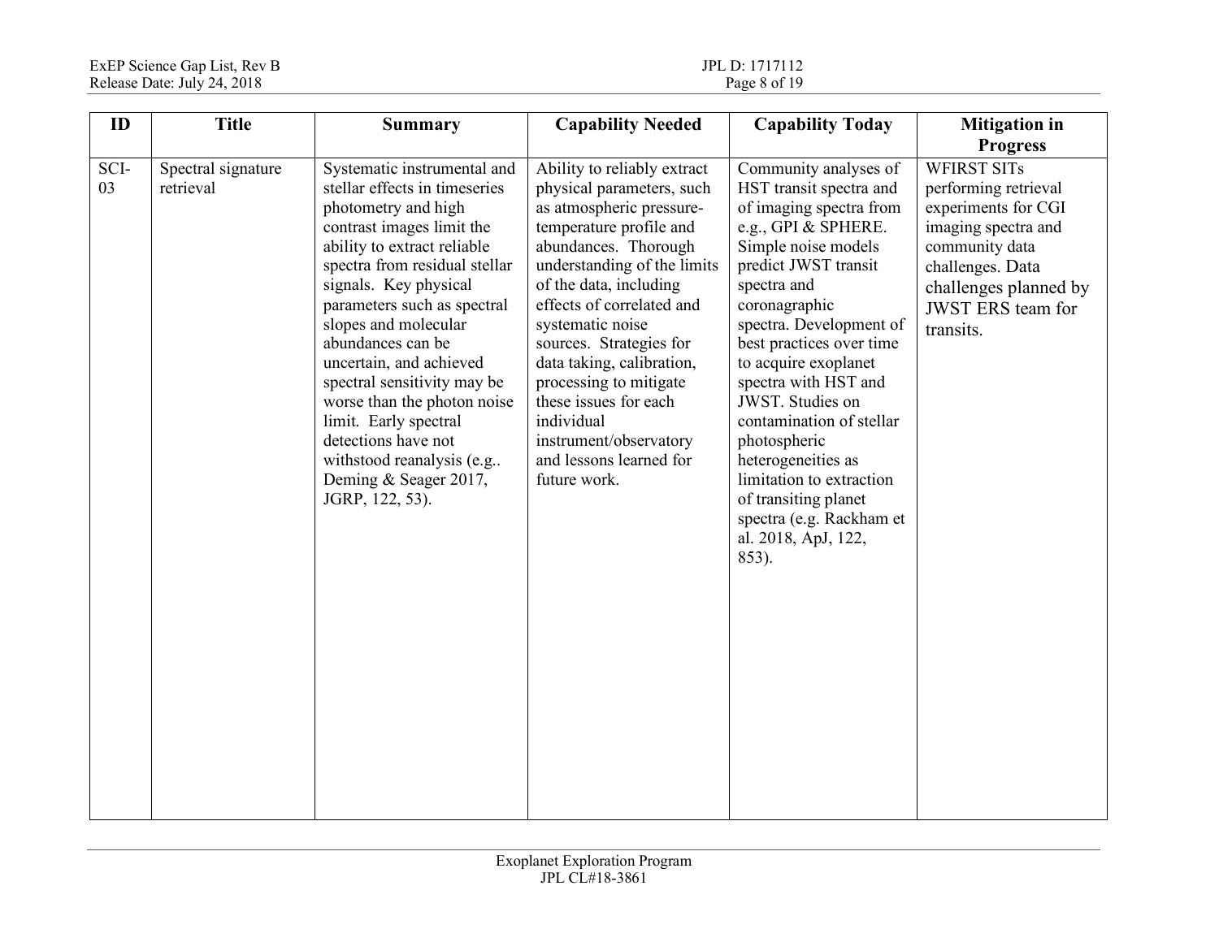| ID | Title | Summary | Capability Needed | Capability Today | Mitigation in Progress |
|---|---|---|---|---|---|
| SCI-03 | Spectral signature retrieval | Systematic instrumental and stellar effects in timeseries photometry and high contrast images limit the ability to extract reliable spectra from residual stellar signals. Key physical parameters such as spectral slopes and molecular abundances can be uncertain, and achieved spectral sensitivity may be worse than the photon noise limit. Early spectral detections have not withstood reanalysis (e.g.. Deming & Seager 2017, JGRP, 122, 53). | Ability to reliably extract physical parameters, such as atmospheric pressure-temperature profile and abundances. Thorough understanding of the limits of the data, including effects of correlated and systematic noise sources. Strategies for data taking, calibration, processing to mitigate these issues for each individual instrument/observatory and lessons learned for future work. | Community analyses of HST transit spectra and of imaging spectra from e.g., GPI & SPHERE. Simple noise models predict JWST transit spectra and coronagraphic spectra. Development of best practices over time to acquire exoplanet spectra with HST and JWST. Studies on contamination of stellar photospheric heterogeneities as limitation to extraction of transiting planet spectra (e.g. Rackham et al. 2018, ApJ, 122, 853). | WFIRST SITs performing retrieval experiments for CGI imaging spectra and community data challenges. Data challenges planned by JWST ERS team for transits. |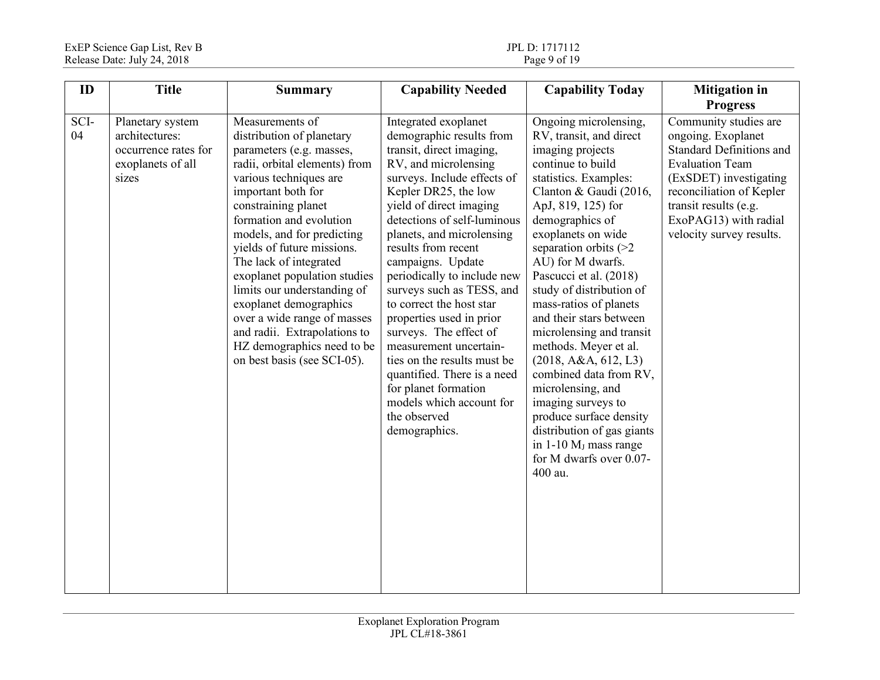| ID | Title | Summary | Capability Needed | Capability Today | Mitigation in Progress |
|---|---|---|---|---|---|
| SCI-04 | Planetary system architectures: occurrence rates for exoplanets of all sizes | Measurements of distribution of planetary parameters (e.g. masses, radii, orbital elements) from various techniques are important both for constraining planet formation and evolution models, and for predicting yields of future missions. The lack of integrated exoplanet population studies limits our understanding of exoplanet demographics over a wide range of masses and radii. Extrapolations to HZ demographics need to be on best basis (see SCI-05). | Integrated exoplanet demographic results from transit, direct imaging, RV, and microlensing surveys. Include effects of Kepler DR25, the low yield of direct imaging detections of self-luminous planets, and microlensing results from recent campaigns. Update periodically to include new surveys such as TESS, and to correct the host star properties used in prior surveys. The effect of measurement uncertainties on the results must be quantified. There is a need for planet formation models which account for the observed demographics. | Ongoing microlensing, RV, transit, and direct imaging projects continue to build statistics. Examples: Clanton & Gaudi (2016, ApJ, 819, 125) for demographics of exoplanets on wide separation orbits (>2 AU) for M dwarfs. Pascucci et al. (2018) study of distribution of mass-ratios of planets and their stars between microlensing and transit methods. Meyer et al. (2018, A&A, 612, L3) combined data from RV, microlensing, and imaging surveys to produce surface density distribution of gas giants in 1-10 $M_J$ mass range for M dwarfs over 0.07-400 au. | Community studies are ongoing. Exoplanet Standard Definitions and Evaluation Team (ExSDET) investigating reconciliation of Kepler transit results (e.g. ExoPAG13) with radial velocity survey results. |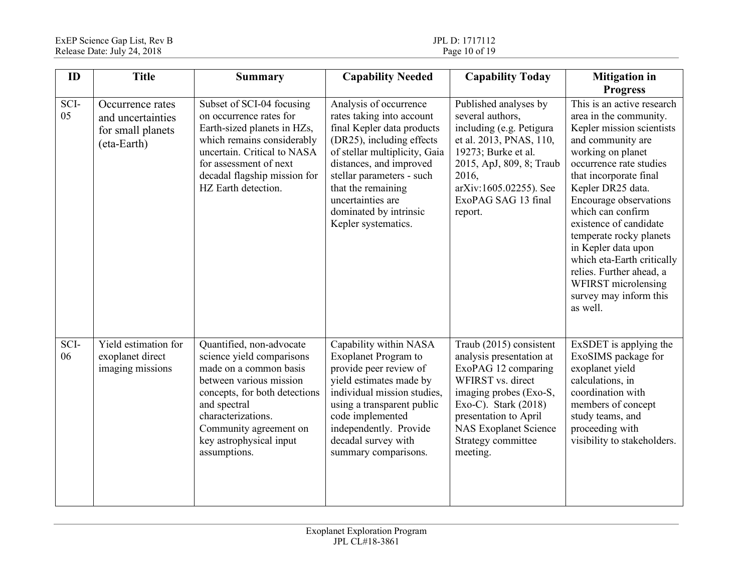| ID | Title | Summary | Capability Needed | Capability Today | Mitigation in Progress |
| --- | --- | --- | --- | --- | --- |
| SCI-05 | Occurrence rates and uncertainties for small planets (eta-Earth) | Subset of SCI-04 focusing on occurrence rates for Earth-sized planets in HZs, which remains considerably uncertain. Critical to NASA for assessment of next decadal flagship mission for HZ Earth detection. | Analysis of occurrence rates taking into account final Kepler data products (DR25), including effects of stellar multiplicity, Gaia distances, and improved stellar parameters - such that the remaining uncertainties are dominated by intrinsic Kepler systematics. | Published analyses by several authors, including (e.g. Petigura et al. 2013, PNAS, 110, 19273; Burke et al. 2015, ApJ, 809, 8; Traub 2016, arXiv:1605.02255). See ExoPAG SAG 13 final report. | This is an active research area in the community. Kepler mission scientists and community are working on planet occurrence rate studies that incorporate final Kepler DR25 data. Encourage observations which can confirm existence of candidate temperate rocky planets in Kepler data upon which eta-Earth critically relies. Further ahead, a WFIRST microlensing survey may inform this as well. |
| SCI-06 | Yield estimation for exoplanet direct imaging missions | Quantified, non-advocate science yield comparisons made on a common basis between various mission concepts, for both detections and spectral characterizations. Community agreement on key astrophysical input assumptions. | Capability within NASA Exoplanet Program to provide peer review of yield estimates made by individual mission studies, using a transparent public code implemented independently. Provide decadal survey with summary comparisons. | Traub (2015) consistent analysis presentation at ExoPAG 12 comparing WFIRST vs. direct imaging probes (Exo-S, Exo-C). Stark (2018) presentation to April NAS Exoplanet Science Strategy committee meeting. | ExSDET is applying the ExoSIMS package for exoplanet yield calculations, in coordination with members of concept study teams, and proceeding with visibility to stakeholders. |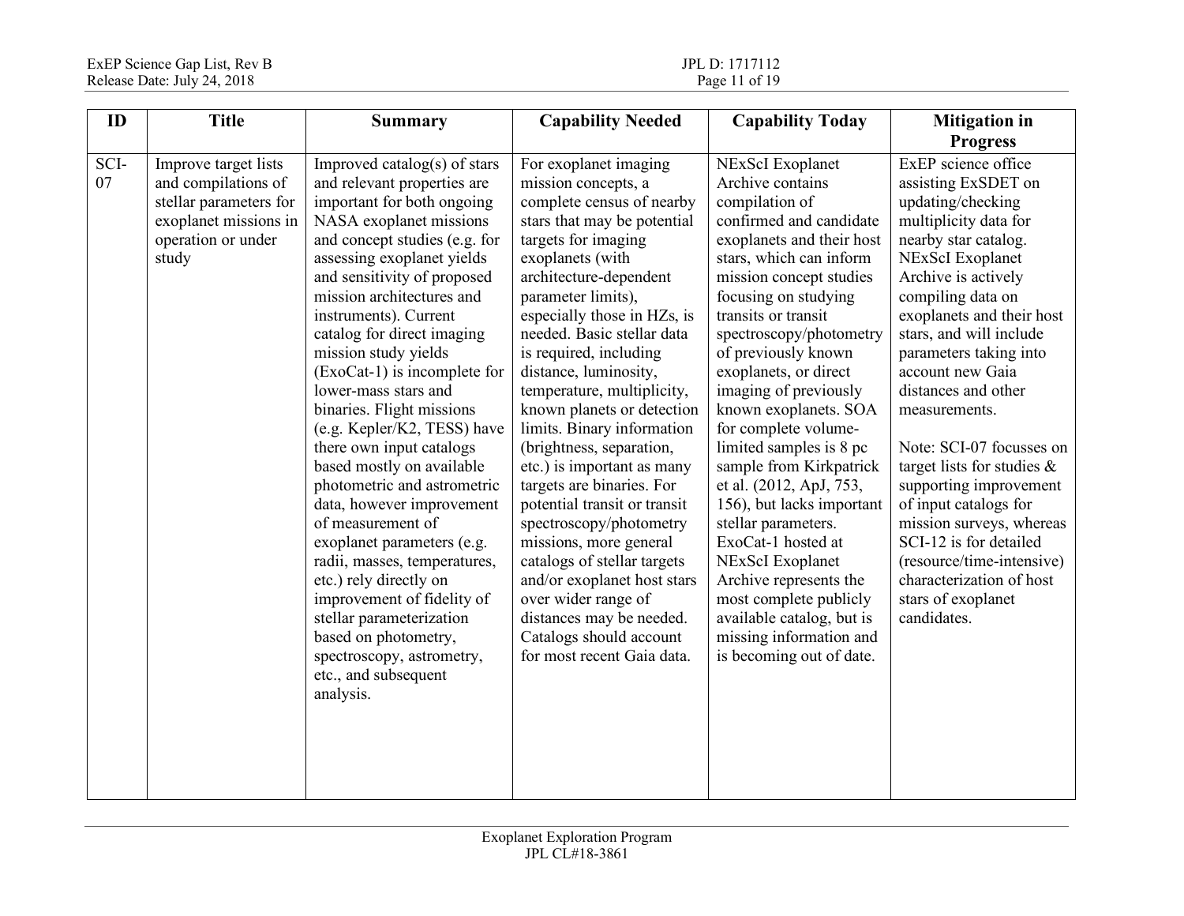| ID | Title | Summary | Capability Needed | Capability Today | Mitigation in Progress |
|---|---|---|---|---|---|
| SCI-07 | Improve target lists and compilations of stellar parameters for exoplanet missions in operation or under study | Improved catalog(s) of stars and relevant properties are important for both ongoing NASA exoplanet missions and concept studies (e.g. for assessing exoplanet yields and sensitivity of proposed mission architectures and instruments). Current catalog for direct imaging mission study yields (ExoCat-1) is incomplete for lower-mass stars and binaries. Flight missions (e.g. Kepler/K2, TESS) have there own input catalogs based mostly on available photometric and astrometric data, however improvement of measurement of exoplanet parameters (e.g. radii, masses, temperatures, etc.) rely directly on improvement of fidelity of stellar parameterization based on photometry, spectroscopy, astrometry, etc., and subsequent analysis. | For exoplanet imaging mission concepts, a complete census of nearby stars that may be potential targets for imaging exoplanets (with architecture-dependent parameter limits), especially those in HZs, is needed. Basic stellar data is required, including distance, luminosity, temperature, multiplicity, known planets or detection limits. Binary information (brightness, separation, etc.) is important as many targets are binaries. For potential transit or transit spectroscopy/photometry missions, more general catalogs of stellar targets and/or exoplanet host stars over wider range of distances may be needed. Catalogs should account for most recent Gaia data. | NExScI Exoplanet Archive contains compilation of confirmed and candidate exoplanets and their host stars, which can inform mission concept studies focusing on studying transits or transit spectroscopy/photometry of previously known exoplanets, or direct imaging of previously known exoplanets. SOA for complete volume-limited samples is 8 pc sample from Kirkpatrick et al. (2012, ApJ, 753, 156), but lacks important stellar parameters. ExoCat-1 hosted at NExScI Exoplanet Archive represents the most complete publicly available catalog, but is missing information and is becoming out of date. | ExEP science office assisting ExSDET on updating/checking multiplicity data for nearby star catalog. NExScI Exoplanet Archive is actively compiling data on exoplanets and their host stars, and will include parameters taking into account new Gaia distances and other measurements.<br><br>Note: SCI-07 focusses on target lists for studies & supporting improvement of input catalogs for mission surveys, whereas SCI-12 is for detailed (resource/time-intensive) characterization of host stars of exoplanet candidates. |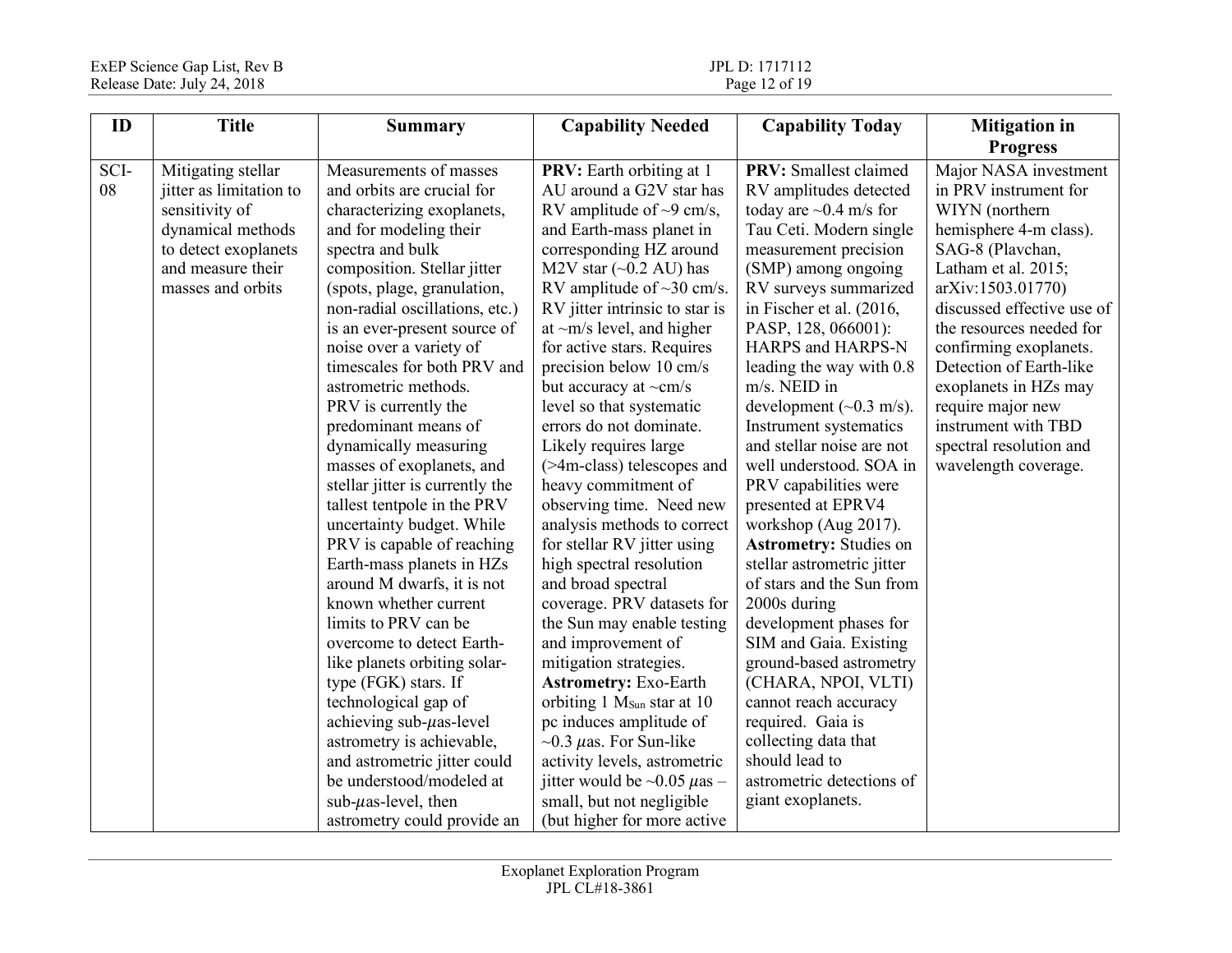| ID | Title | Summary | Capability Needed | Capability Today | Mitigation in Progress |
|---|---|---|---|---|---|
| SCI-08 | Mitigating stellar jitter as limitation to sensitivity of dynamical methods to detect exoplanets and measure their masses and orbits | Measurements of masses and orbits are crucial for characterizing exoplanets, and for modeling their spectra and bulk composition. Stellar jitter (spots, plage, granulation, non-radial oscillations, etc.) is an ever-present source of noise over a variety of timescales for both PRV and astrometric methods. PRV is currently the predominant means of dynamically measuring masses of exoplanets, and stellar jitter is currently the tallest tentpole in the PRV uncertainty budget. While PRV is capable of reaching Earth-mass planets in HZs around M dwarfs, it is not known whether current limits to PRV can be overcome to detect Earth-like planets orbiting solar-type (FGK) stars. If technological gap of achieving sub-$\mu$as-level astrometry is achievable, and astrometric jitter could be understood/modeled at sub-$\mu$as-level, then astrometry could provide an | **PRV:** Earth orbiting at 1 AU around a G2V star has RV amplitude of ~9 cm/s, and Earth-mass planet in corresponding HZ around M2V star (~0.2 AU) has RV amplitude of ~30 cm/s. RV jitter intrinsic to star is at ~m/s level, and higher for active stars. Requires precision below 10 cm/s but accuracy at ~cm/s level so that systematic errors do not dominate. Likely requires large (>4m-class) telescopes and heavy commitment of observing time. Need new analysis methods to correct for stellar RV jitter using high spectral resolution and broad spectral coverage. PRV datasets for the Sun may enable testing and improvement of mitigation strategies. **Astrometry:** Exo-Earth orbiting 1 $M_{Sun}$ star at 10 pc induces amplitude of ~0.3 $\mu$as. For Sun-like activity levels, astrometric jitter would be ~0.05 $\mu$as – small, but not negligible (but higher for more active | **PRV:** Smallest claimed RV amplitudes detected today are ~0.4 m/s for Tau Ceti. Modern single measurement precision (SMP) among ongoing RV surveys summarized in Fischer et al. (2016, PASP, 128, 066001): HARPS and HARPS-N leading the way with 0.8 m/s. NEID in development (~0.3 m/s). Instrument systematics and stellar noise are not well understood. SOA in PRV capabilities were presented at EPRV4 workshop (Aug 2017). **Astrometry:** Studies on stellar astrometric jitter of stars and the Sun from 2000s during development phases for SIM and Gaia. Existing ground-based astrometry (CHARA, NPOI, VLTI) cannot reach accuracy required. Gaia is collecting data that should lead to astrometric detections of giant exoplanets. | Major NASA investment in PRV instrument for WIYN (northern hemisphere 4-m class). SAG-8 (Plavchan, Latham et al. 2015; arXiv:1503.01770) discussed effective use of the resources needed for confirming exoplanets. Detection of Earth-like exoplanets in HZs may require major new instrument with TBD spectral resolution and wavelength coverage. |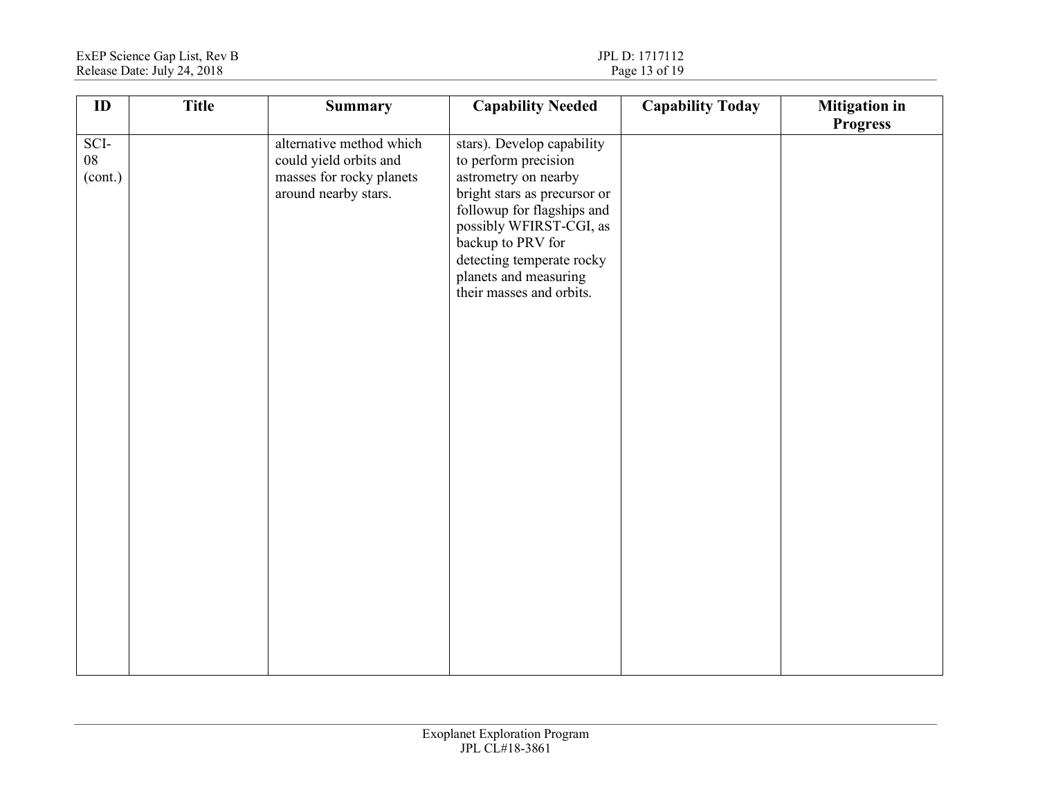| ID | Title | Summary | Capability Needed | Capability Today | Mitigation in Progress |
|---|---|---|---|---|---|
| SCI-08 (cont.) | | alternative method which could yield orbits and masses for rocky planets around nearby stars. | stars). Develop capability to perform precision astrometry on nearby bright stars as precursor or followup for flagships and possibly WFIRST-CGI, as backup to PRV for detecting temperate rocky planets and measuring their masses and orbits. | | |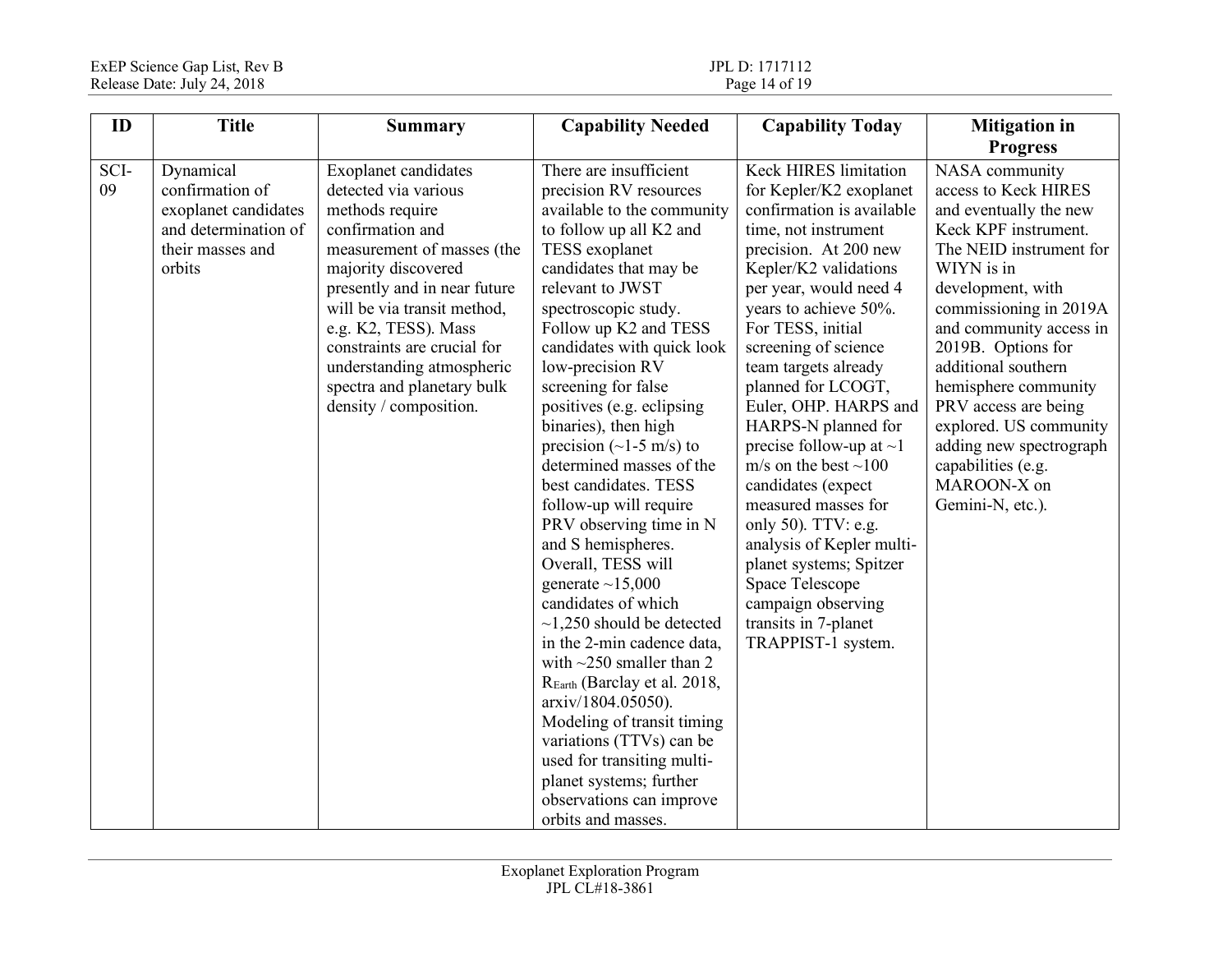| ID | Title | Summary | Capability Needed | Capability Today | Mitigation in Progress |
|---|---|---|---|---|---|
| SCI-09 | Dynamical confirmation of exoplanet candidates and determination of their masses and orbits | Exoplanet candidates detected via various methods require confirmation and measurement of masses (the majority discovered presently and in near future will be via transit method, e.g. K2, TESS). Mass constraints are crucial for understanding atmospheric spectra and planetary bulk density / composition. | There are insufficient precision RV resources available to the community to follow up all K2 and TESS exoplanet candidates that may be relevant to JWST spectroscopic study. Follow up K2 and TESS candidates with quick look low-precision RV screening for false positives (e.g. eclipsing binaries), then high precision (~1-5 m/s) to determined masses of the best candidates. TESS follow-up will require PRV observing time in N and S hemispheres. Overall, TESS will generate ~15,000 candidates of which ~1,250 should be detected in the 2-min cadence data, with ~250 smaller than 2 $R_{Earth}$ (Barclay et al. 2018, arxiv/1804.05050). Modeling of transit timing variations (TTVs) can be used for transiting multi-planet systems; further observations can improve orbits and masses. | Keck HIRES limitation for Kepler/K2 exoplanet confirmation is available time, not instrument precision. At 200 new Kepler/K2 validations per year, would need 4 years to achieve 50%. For TESS, initial screening of science team targets already planned for LCOGT, Euler, OHP. HARPS and HARPS-N planned for precise follow-up at ~1 m/s on the best ~100 candidates (expect measured masses for only 50). TTV: e.g. analysis of Kepler multi-planet systems; Spitzer Space Telescope campaign observing transits in 7-planet TRAPPIST-1 system. | NASA community access to Keck HIRES and eventually the new Keck KPF instrument. The NEID instrument for WIYN is in development, with commissioning in 2019A and community access in 2019B. Options for additional southern hemisphere community PRV access are being explored. US community adding new spectrograph capabilities (e.g. MAROON-X on Gemini-N, etc.). |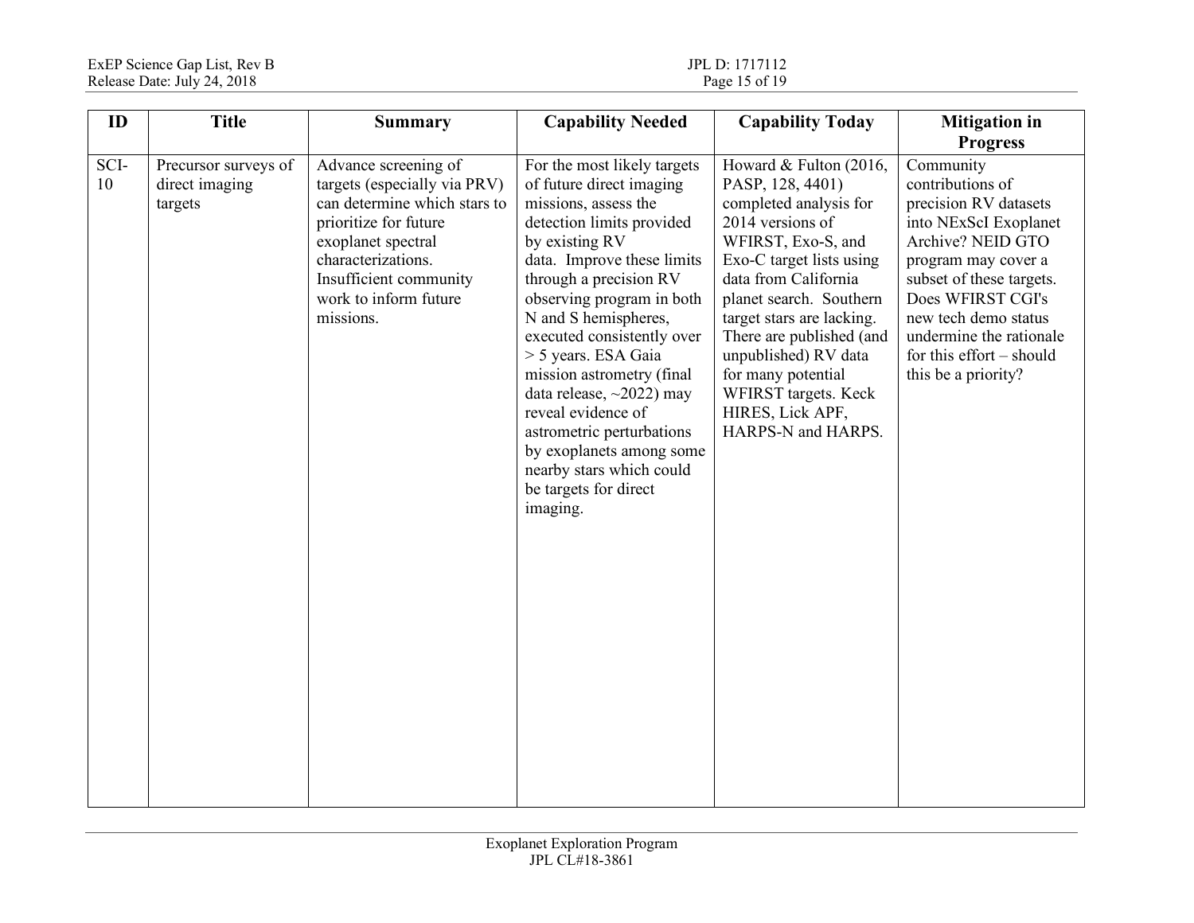| ID | Title | Summary | Capability Needed | Capability Today | Mitigation in Progress |
|---|---|---|---|---|---|
| SCI-10 | Precursor surveys of direct imaging targets | Advance screening of targets (especially via PRV) can determine which stars to prioritize for future exoplanet spectral characterizations. Insufficient community work to inform future missions. | For the most likely targets of future direct imaging missions, assess the detection limits provided by existing RV data. Improve these limits through a precision RV observing program in both N and S hemispheres, executed consistently over > 5 years. ESA Gaia mission astrometry (final data release, ~2022) may reveal evidence of astrometric perturbations by exoplanets among some nearby stars which could be targets for direct imaging. | Howard & Fulton (2016, PASP, 128, 4401) completed analysis for 2014 versions of WFIRST, Exo-S, and Exo-C target lists using data from California planet search. Southern target stars are lacking. There are published (and unpublished) RV data for many potential WFIRST targets. Keck HIRES, Lick APF, HARPS-N and HARPS. | Community contributions of precision RV datasets into NExScI Exoplanet Archive? NEID GTO program may cover a subset of these targets. Does WFIRST CGI's new tech demo status undermine the rationale for this effort – should this be a priority? |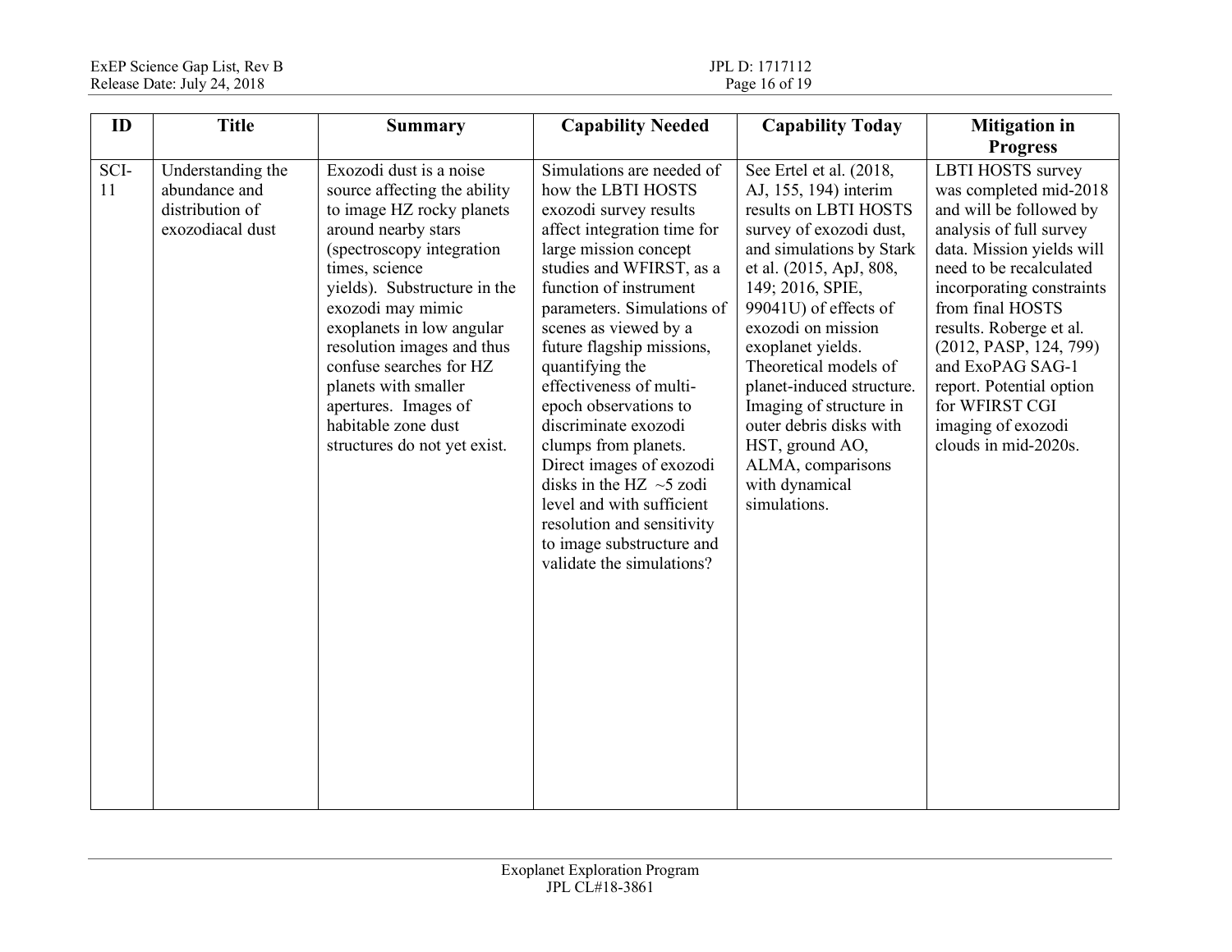| ID | Title | Summary | Capability Needed | Capability Today | Mitigation in Progress |
|---|---|---|---|---|---|
| SCI-11 | Understanding the abundance and distribution of exozodiacal dust | Exozodi dust is a noise source affecting the ability to image HZ rocky planets around nearby stars (spectroscopy integration times, science yields). Substructure in the exozodi may mimic exoplanets in low angular resolution images and thus confuse searches for HZ planets with smaller apertures. Images of habitable zone dust structures do not yet exist. | Simulations are needed of how the LBTI HOSTS exozodi survey results affect integration time for large mission concept studies and WFIRST, as a function of instrument parameters. Simulations of scenes as viewed by a future flagship missions, quantifying the effectiveness of multi-epoch observations to discriminate exozodi clumps from planets. Direct images of exozodi disks in the HZ ~5 zodi level and with sufficient resolution and sensitivity to image substructure and validate the simulations? | See Ertel et al. (2018, AJ, 155, 194) interim results on LBTI HOSTS survey of exozodi dust, and simulations by Stark et al. (2015, ApJ, 808, 149; 2016, SPIE, 99041U) of effects of exozodi on mission exoplanet yields. Theoretical models of planet-induced structure. Imaging of structure in outer debris disks with HST, ground AO, ALMA, comparisons with dynamical simulations. | LBTI HOSTS survey was completed mid-2018 and will be followed by analysis of full survey data. Mission yields will need to be recalculated incorporating constraints from final HOSTS results. Roberge et al. (2012, PASP, 124, 799) and ExoPAG SAG-1 report. Potential option for WFIRST CGI imaging of exozodi clouds in mid-2020s. |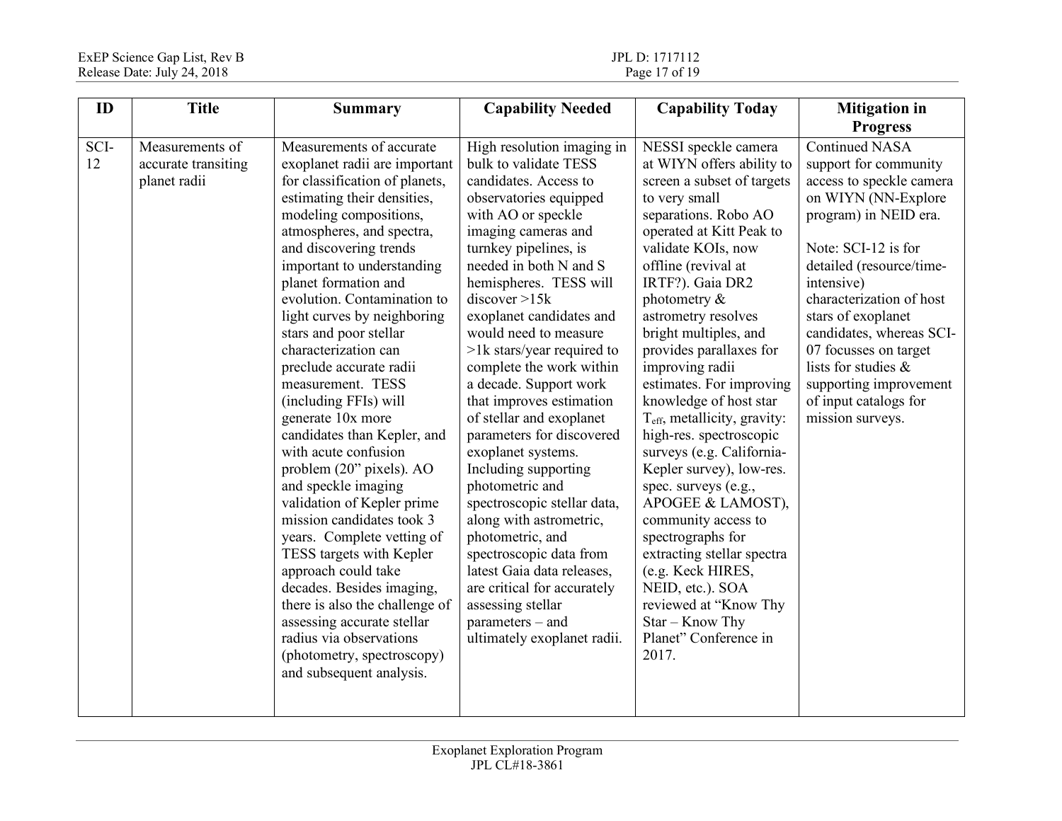| ID | Title | Summary | Capability Needed | Capability Today | Mitigation in Progress |
|---|---|---|---|---|---|
| SCI-12 | Measurements of accurate transiting planet radii | Measurements of accurate exoplanet radii are important for classification of planets, estimating their densities, modeling compositions, atmospheres, and spectra, and discovering trends important to understanding planet formation and evolution. Contamination to light curves by neighboring stars and poor stellar characterization can preclude accurate radii measurement. TESS (including FFIs) will generate 10x more candidates than Kepler, and with acute confusion problem (20" pixels). AO and speckle imaging validation of Kepler prime mission candidates took 3 years. Complete vetting of TESS targets with Kepler approach could take decades. Besides imaging, there is also the challenge of assessing accurate stellar radius via observations (photometry, spectroscopy) and subsequent analysis. | High resolution imaging in bulk to validate TESS candidates. Access to observatories equipped with AO or speckle imaging cameras and turnkey pipelines, is needed in both N and S hemispheres. TESS will discover >15k exoplanet candidates and would need to measure >1k stars/year required to complete the work within a decade. Support work that improves estimation of stellar and exoplanet parameters for discovered exoplanet systems. Including supporting photometric and spectroscopic stellar data, along with astrometric, photometric, and spectroscopic data from latest Gaia data releases, are critical for accurately assessing stellar parameters – and ultimately exoplanet radii. | NESSI speckle camera at WIYN offers ability to screen a subset of targets to very small separations. Robo AO operated at Kitt Peak to validate KOIs, now offline (revival at IRTF?). Gaia DR2 photometry & astrometry resolves bright multiples, and provides parallaxes for improving radii estimates. For improving knowledge of host star $T_{eff}$, metallicity, gravity: high-res. spectroscopic surveys (e.g. California-Kepler survey), low-res. spec. surveys (e.g., APOGEE & LAMOST), community access to spectrographs for extracting stellar spectra (e.g. Keck HIRES, NEID, etc.). SOA reviewed at "Know Thy Star – Know Thy Planet" Conference in 2017. | Continued NASA support for community access to speckle camera on WIYN (NN-Explore program) in NEID era.<br><br>Note: SCI-12 is for detailed (resource/time-intensive) characterization of host stars of exoplanet candidates, whereas SCI-07 focusses on target lists for studies & supporting improvement of input catalogs for mission surveys. |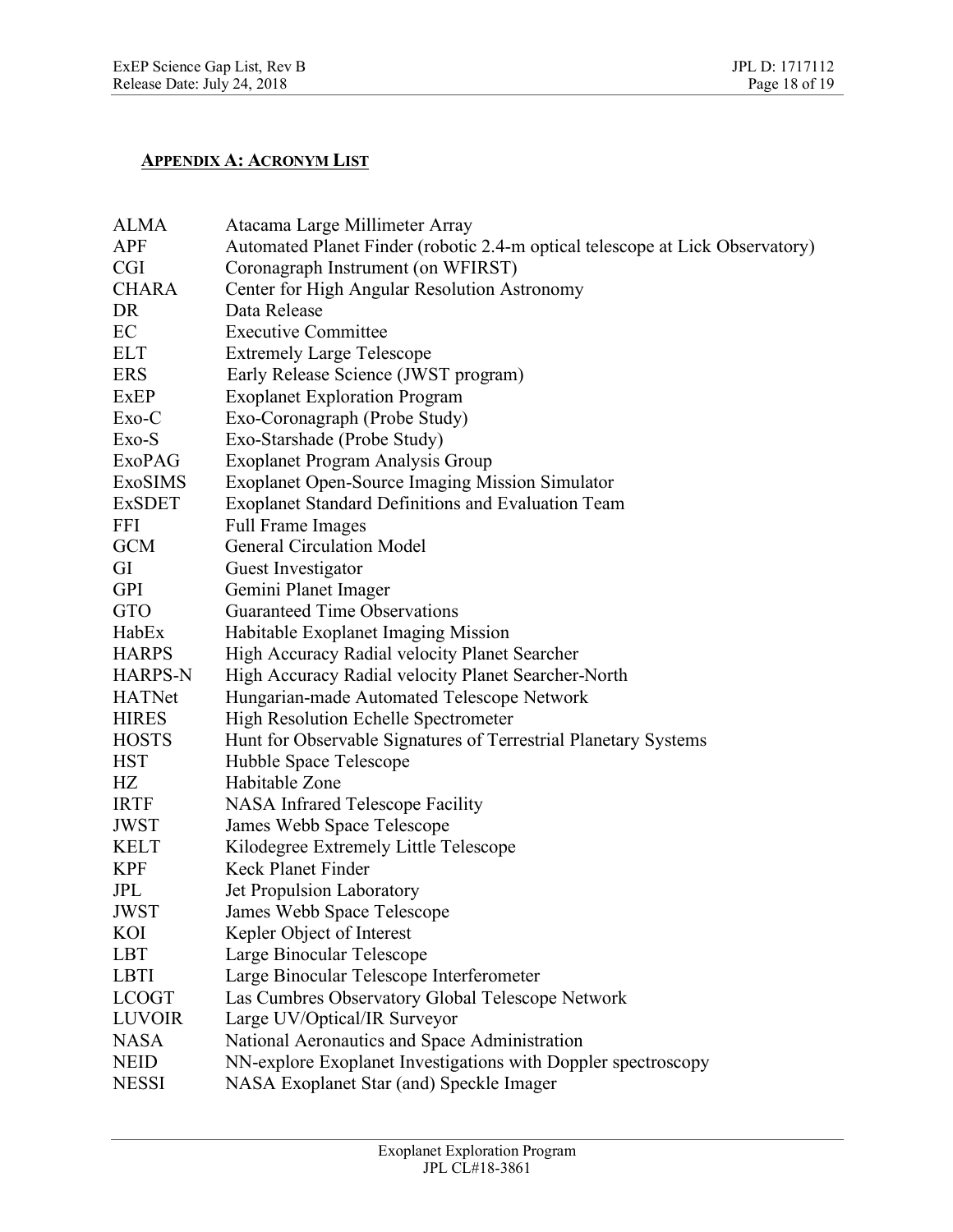## Appendix A: Acronym List

| | |
|---|---|
| ALMA | Atacama Large Millimeter Array |
| APF | Automated Planet Finder (robotic 2.4-m optical telescope at Lick Observatory) |
| CGI | Coronagraph Instrument (on WFIRST) |
| CHARA | Center for High Angular Resolution Astronomy |
| DR | Data Release |
| EC | Executive Committee |
| ELT | Extremely Large Telescope |
| ERS | Early Release Science (JWST program) |
| ExEP | Exoplanet Exploration Program |
| Exo-C | Exo-Coronagraph (Probe Study) |
| Exo-S | Exo-Starshade (Probe Study) |
| ExoPAG | Exoplanet Program Analysis Group |
| ExoSIMS | Exoplanet Open-Source Imaging Mission Simulator |
| ExSDET | Exoplanet Standard Definitions and Evaluation Team |
| FFI | Full Frame Images |
| GCM | General Circulation Model |
| GI | Guest Investigator |
| GPI | Gemini Planet Imager |
| GTO | Guaranteed Time Observations |
| HabEx | Habitable Exoplanet Imaging Mission |
| HARPS | High Accuracy Radial velocity Planet Searcher |
| HARPS-N | High Accuracy Radial velocity Planet Searcher-North |
| HATNet | Hungarian-made Automated Telescope Network |
| HIRES | High Resolution Echelle Spectrometer |
| HOSTS | Hunt for Observable Signatures of Terrestrial Planetary Systems |
| HST | Hubble Space Telescope |
| HZ | Habitable Zone |
| IRTF | NASA Infrared Telescope Facility |
| JWST | James Webb Space Telescope |
| KELT | Kilodegree Extremely Little Telescope |
| KPF | Keck Planet Finder |
| JPL | Jet Propulsion Laboratory |
| JWST | James Webb Space Telescope |
| KOI | Kepler Object of Interest |
| LBT | Large Binocular Telescope |
| LBTI | Large Binocular Telescope Interferometer |
| LCOGT | Las Cumbres Observatory Global Telescope Network |
| LUVOIR | Large UV/Optical/IR Surveyor |
| NASA | National Aeronautics and Space Administration |
| NEID | NN-explore Exoplanet Investigations with Doppler spectroscopy |
| NESSI | NASA Exoplanet Star (and) Speckle Imager |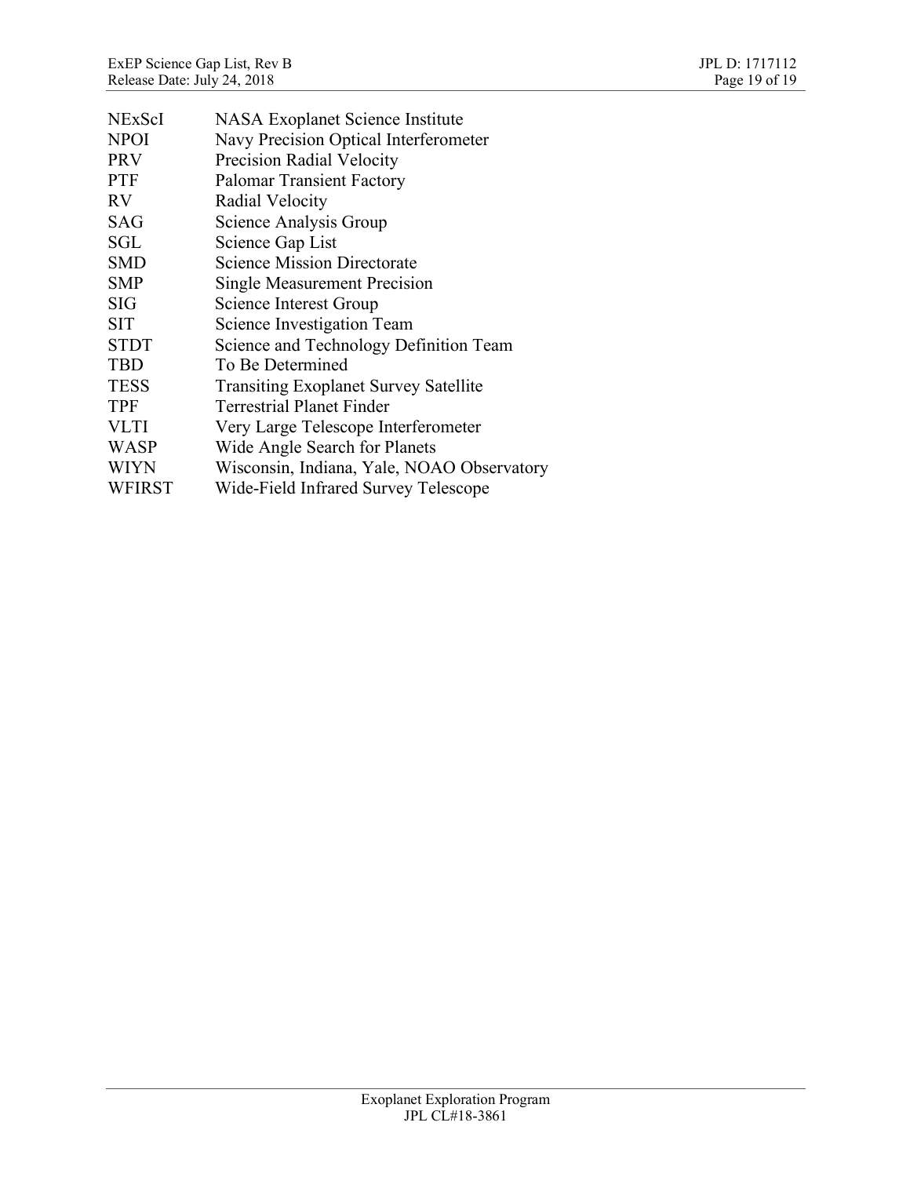| | |
|---|---|
| NExScI | NASA Exoplanet Science Institute |
| NPOI | Navy Precision Optical Interferometer |
| PRV | Precision Radial Velocity |
| PTF | Palomar Transient Factory |
| RV | Radial Velocity |
| SAG | Science Analysis Group |
| SGL | Science Gap List |
| SMD | Science Mission Directorate |
| SMP | Single Measurement Precision |
| SIG | Science Interest Group |
| SIT | Science Investigation Team |
| STDT | Science and Technology Definition Team |
| TBD | To Be Determined |
| TESS | Transiting Exoplanet Survey Satellite |
| TPF | Terrestrial Planet Finder |
| VLTI | Very Large Telescope Interferometer |
| WASP | Wide Angle Search for Planets |
| WIYN | Wisconsin, Indiana, Yale, NOAO Observatory |
| WFIRST | Wide-Field Infrared Survey Telescope |